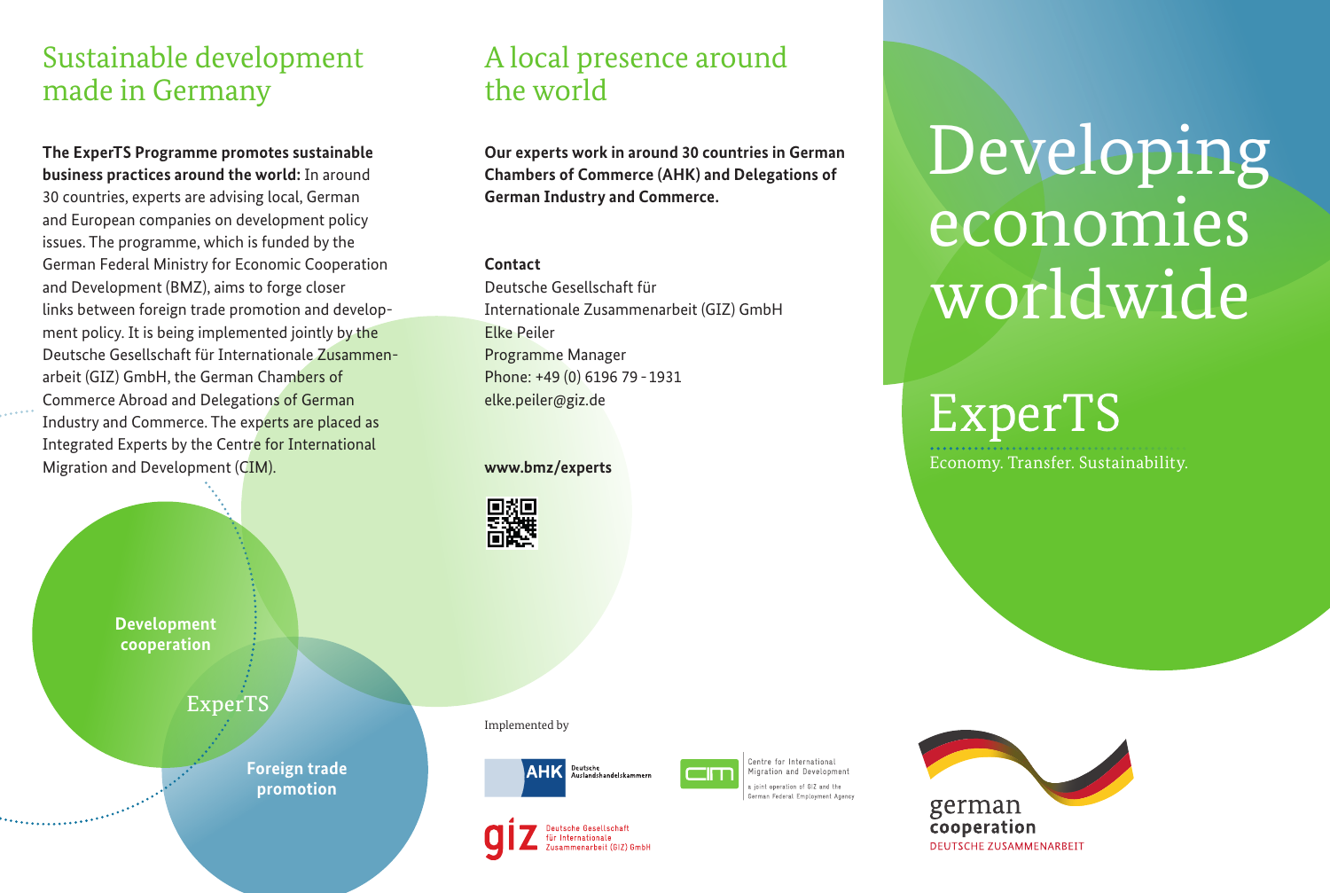## Sustainable development made in Germany

**The ExperTS Programme promotes sustainable business practices around the world:** In around 30 countries, experts are advising local, German and European companies on development policy issues. The programme, which is funded by the German Federal Ministry for Economic Cooperation and Development (BMZ), aims to forge closer links between foreign trade promotion and development policy. It is being implemented jointly by the Deutsche Gesellschaft für Internationale Zusammenarbeit (GIZ) GmbH, the German Chambers of Commerce Abroad and Delegations of German Industry and Commerce. The experts are placed as Integrated Experts by the Centre for International Migration and Development (CIM).

Development cooperation

ExperTS

Foreign trade promotion

## A local presence around the world

**Our experts work in around 30 countries in German Chambers of Commerce (AHK) and Delegations of German Industry and Commerce.**

**Contact**
Deutsche Gesellschaft für
Internationale Zusammenarbeit (GIZ) GmbH
Elke Peiler
Programme Manager
Phone: +49 (0) 6196 79 - 1931
elke.peiler@giz.de

**www.bmz/experts**

Implemented by

AHK Deutsche Auslandshandelskammern

Centre for International Migration and Development
a joint operation of GIZ and the German Federal Employment Agency

giz Deutsche Gesellschaft für Internationale Zusammenarbeit (GIZ) GmbH

# Developing economies worldwide

## ExperTS

Economy. Transfer. Sustainability.

german cooperation
DEUTSCHE ZUSAMMENARBEIT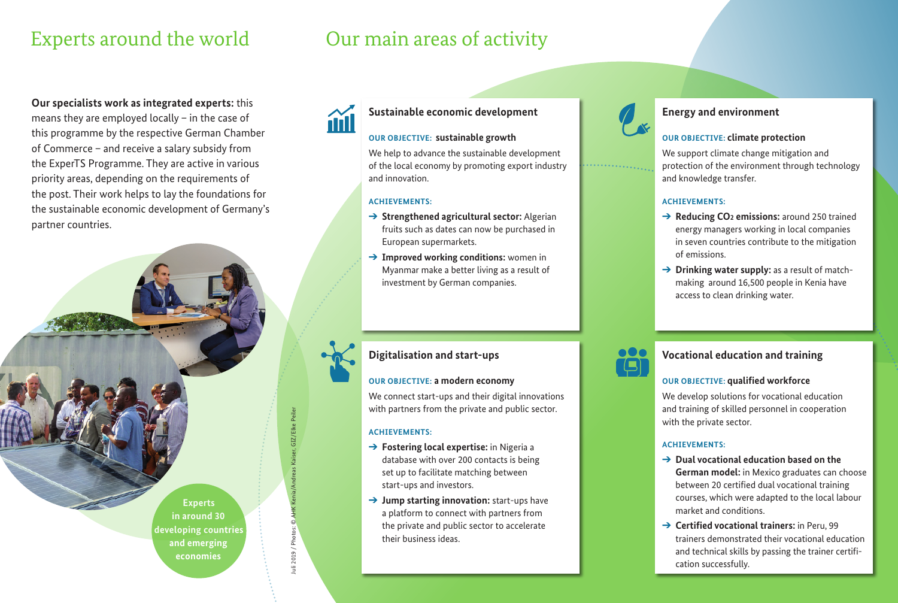# Experts around the world

**Our specialists work as integrated experts:** this means they are employed locally – in the case of this programme by the respective German Chamber of Commerce – and receive a salary subsidy from the ExperTS Programme. They are active in various priority areas, depending on the requirements of the post. Their work helps to lay the foundations for the sustainable economic development of Germany's partner countries.

**Experts in around 30 developing countries and emerging economies**

Juli 2019 / Photos: © AHK Kenia/Andreas Kaiser, GIZ/Eike Peiler

# Our main areas of activity

## Sustainable economic development

**OUR OBJECTIVE: sustainable growth**

We help to advance the sustainable development of the local economy by promoting export industry and innovation.

**ACHIEVEMENTS:**

- **Strengthened agricultural sector:** Algerian fruits such as dates can now be purchased in European supermarkets.
- **Improved working conditions:** women in Myanmar make a better living as a result of investment by German companies.

## Energy and environment

**OUR OBJECTIVE: climate protection**

We support climate change mitigation and protection of the environment through technology and knowledge transfer.

**ACHIEVEMENTS:**

- **Reducing $CO_2$ emissions:** around 250 trained energy managers working in local companies in seven countries contribute to the mitigation of emissions.
- **Drinking water supply:** as a result of matchmaking around 16,500 people in Kenia have access to clean drinking water.

## Digitalisation and start-ups

**OUR OBJECTIVE: a modern economy**

We connect start-ups and their digital innovations with partners from the private and public sector.

**ACHIEVEMENTS:**

- **Fostering local expertise:** in Nigeria a database with over 200 contacts is being set up to facilitate matching between start-ups and investors.
- **Jump starting innovation:** start-ups have a platform to connect with partners from the private and public sector to accelerate their business ideas.

## Vocational education and training

**OUR OBJECTIVE: qualified workforce**

We develop solutions for vocational education and training of skilled personnel in cooperation with the private sector.

**ACHIEVEMENTS:**

- **Dual vocational education based on the German model:** in Mexico graduates can choose between 20 certified dual vocational training courses, which were adapted to the local labour market and conditions.
- **Certified vocational trainers:** in Peru, 99 trainers demonstrated their vocational education and technical skills by passing the trainer certification successfully.